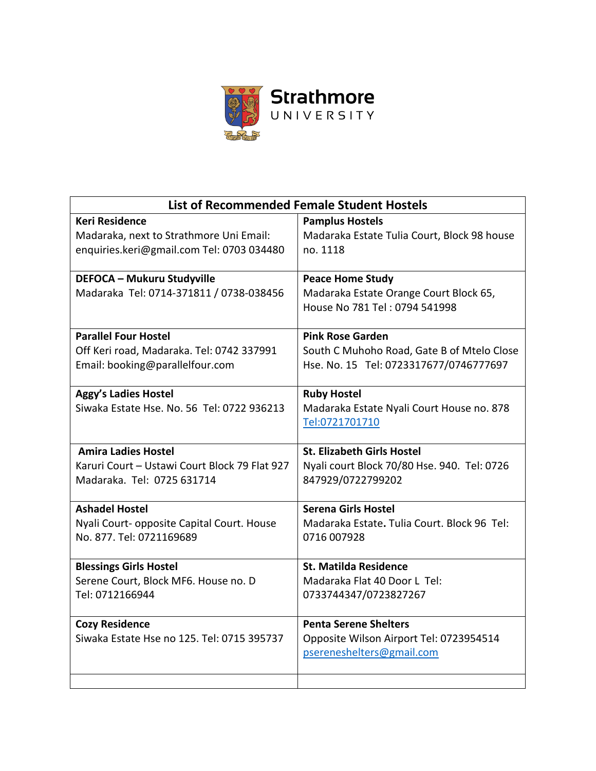Strathmore UNIVERSITY

| List of Recommended Female Student Hostels | |
|---|---|
| **Keri Residence**<br>Madaraka, next to Strathmore Uni Email: enquiries.keri@gmail.com Tel: 0703 034480 | **Pamplus Hostels**<br>Madaraka Estate Tulia Court, Block 98 house no. 1118 |
| **DEFOCA – Mukuru Studyville**<br>Madaraka Tel: 0714-371811 / 0738-038456 | **Peace Home Study**<br>Madaraka Estate Orange Court Block 65, House No 781 Tel : 0794 541998 |
| **Parallel Four Hostel**<br>Off Keri road, Madaraka. Tel: 0742 337991 Email: booking@parallelfour.com | **Pink Rose Garden**<br>South C Muhoho Road, Gate B of Mtelo Close Hse. No. 15 Tel: 0723317677/0746777697 |
| **Aggy's Ladies Hostel**<br>Siwaka Estate Hse. No. 56 Tel: 0722 936213 | **Ruby Hostel**<br>Madaraka Estate Nyali Court House no. 878 Tel:0721701710 |
| **Amira Ladies Hostel**<br>Karuri Court – Ustawi Court Block 79 Flat 927 Madaraka. Tel: 0725 631714 | **St. Elizabeth Girls Hostel**<br>Nyali court Block 70/80 Hse. 940. Tel: 0726 847929/0722799202 |
| **Ashadel Hostel**<br>Nyali Court- opposite Capital Court. House No. 877. Tel: 0721169689 | **Serena Girls Hostel**<br>Madaraka Estate. Tulia Court. Block 96 Tel: 0716 007928 |
| **Blessings Girls Hostel**<br>Serene Court, Block MF6. House no. D<br>Tel: 0712166944 | **St. Matilda Residence**<br>Madaraka Flat 40 Door L Tel: 0733744347/0723827267 |
| **Cozy Residence**<br>Siwaka Estate Hse no 125. Tel: 0715 395737 | **Penta Serene Shelters**<br>Opposite Wilson Airport Tel: 0723954514 psereneshelters@gmail.com |
| | |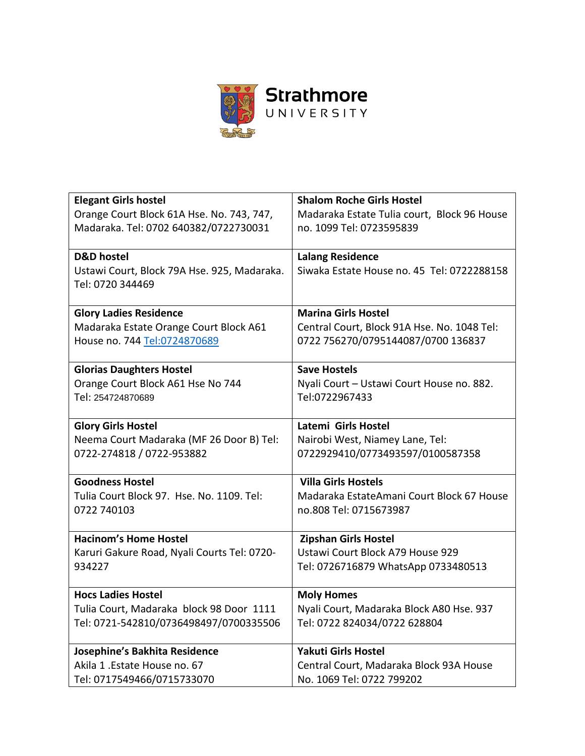Strathmore UNIVERSITY

| **Elegant Girls hostel**<br>Orange Court Block 61A Hse. No. 743, 747, Madaraka. Tel: 0702 640382/0722730031 | **Shalom Roche Girls Hostel**<br>Madaraka Estate Tulia court, Block 96 House no. 1099 Tel: 0723595839 |
|---|---|
| **D&D hostel**<br>Ustawi Court, Block 79A Hse. 925, Madaraka. Tel: 0720 344469 | **Lalang Residence**<br>Siwaka Estate House no. 45 Tel: 0722288158 |
| **Glory Ladies Residence**<br>Madaraka Estate Orange Court Block A61 House no. 744 Tel:0724870689 | **Marina Girls Hostel**<br>Central Court, Block 91A Hse. No. 1048 Tel: 0722 756270/0795144087/0700 136837 |
| **Glorias Daughters Hostel**<br>Orange Court Block A61 Hse No 744<br>Tel: 254724870689 | **Save Hostels**<br>Nyali Court – Ustawi Court House no. 882. Tel:0722967433 |
| **Glory Girls Hostel**<br>Neema Court Madaraka (MF 26 Door B) Tel: 0722-274818 / 0722-953882 | **Latemi Girls Hostel**<br>Nairobi West, Niamey Lane, Tel: 0722929410/0773493597/0100587358 |
| **Goodness Hostel**<br>Tulia Court Block 97. Hse. No. 1109. Tel: 0722 740103 | **Villa Girls Hostels**<br>Madaraka EstateAmani Court Block 67 House no.808 Tel: 0715673987 |
| **Hacinom's Home Hostel**<br>Karuri Gakure Road, Nyali Courts Tel: 0720-934227 | **Zipshan Girls Hostel**<br>Ustawi Court Block A79 House 929<br>Tel: 0726716879 WhatsApp 0733480513 |
| **Hocs Ladies Hostel**<br>Tulia Court, Madaraka block 98 Door 1111<br>Tel: 0721-542810/0736498497/0700335506 | **Moly Homes**<br>Nyali Court, Madaraka Block A80 Hse. 937<br>Tel: 0722 824034/0722 628804 |
| **Josephine's Bakhita Residence**<br>Akila 1 .Estate House no. 67<br>Tel: 0717549466/0715733070 | **Yakuti Girls Hostel**<br>Central Court, Madaraka Block 93A House No. 1069 Tel: 0722 799202 |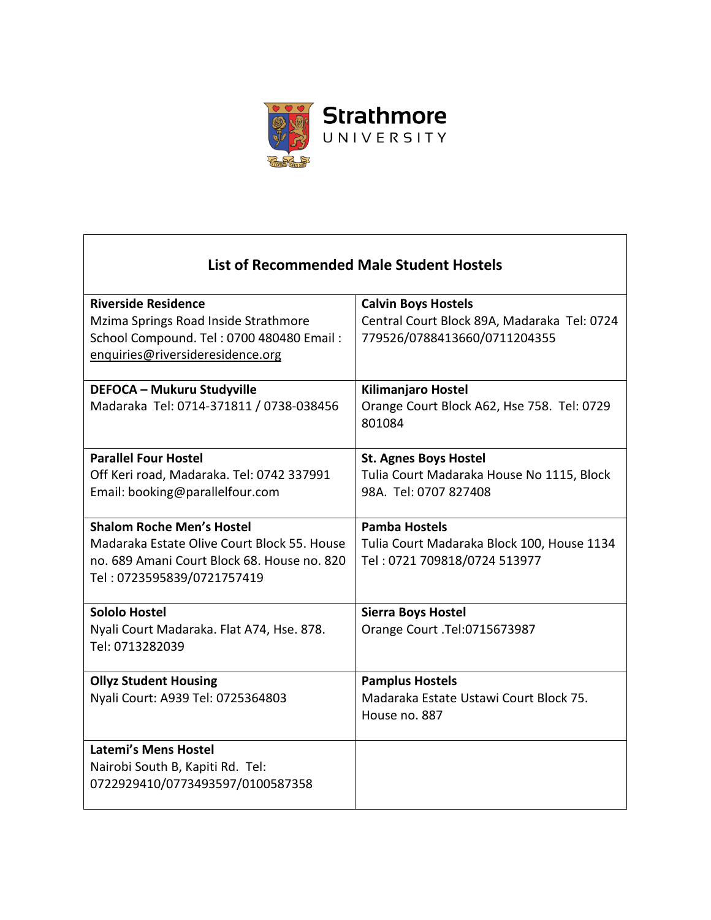Strathmore UNIVERSITY

## List of Recommended Male Student Hostels

| | |
|---|---|
| **Riverside Residence**<br>Mzima Springs Road Inside Strathmore School Compound. Tel : 0700 480480 Email : enquiries@riversideresidence.org | **Calvin Boys Hostels**<br>Central Court Block 89A, Madaraka Tel: 0724 779526/0788413660/0711204355 |
| **DEFOCA – Mukuru Studyville**<br>Madaraka Tel: 0714-371811 / 0738-038456 | **Kilimanjaro Hostel**<br>Orange Court Block A62, Hse 758. Tel: 0729 801084 |
| **Parallel Four Hostel**<br>Off Keri road, Madaraka. Tel: 0742 337991 Email: booking@parallelfour.com | **St. Agnes Boys Hostel**<br>Tulia Court Madaraka House No 1115, Block 98A. Tel: 0707 827408 |
| **Shalom Roche Men's Hostel**<br>Madaraka Estate Olive Court Block 55. House no. 689 Amani Court Block 68. House no. 820 Tel : 0723595839/0721757419 | **Pamba Hostels**<br>Tulia Court Madaraka Block 100, House 1134 Tel : 0721 709818/0724 513977 |
| **Sololo Hostel**<br>Nyali Court Madaraka. Flat A74, Hse. 878. Tel: 0713282039 | **Sierra Boys Hostel**<br>Orange Court .Tel:0715673987 |
| **Ollyz Student Housing**<br>Nyali Court: A939 Tel: 0725364803 | **Pamplus Hostels**<br>Madaraka Estate Ustawi Court Block 75. House no. 887 |
| **Latemi's Mens Hostel**<br>Nairobi South B, Kapiti Rd. Tel: 0722929410/0773493597/0100587358 | |